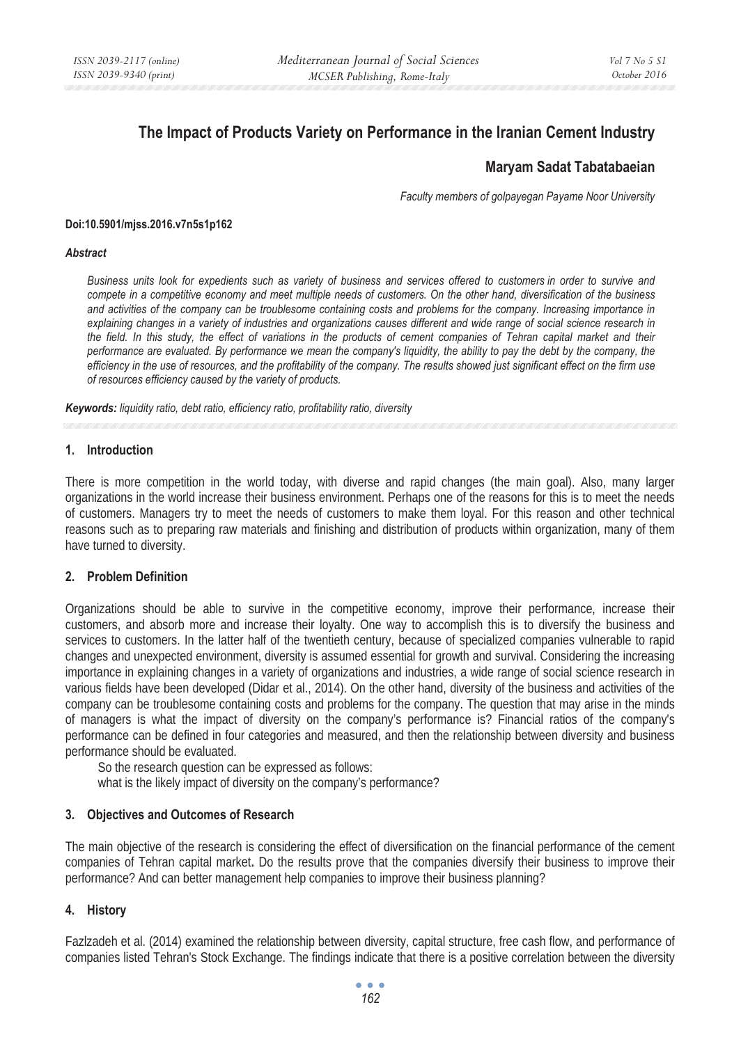# The Impact of Products Variety on Performance in the Iranian Cement Industry

**Maryam Sadat Tabatabaeian**

*Faculty members of golpayegan Payame Noor University*

**Doi:10.5901/mjss.2016.v7n5s1p162**

***Abstract***

*Business units look for expedients such as variety of business and services offered to customers in order to survive and compete in a competitive economy and meet multiple needs of customers. On the other hand, diversification of the business and activities of the company can be troublesome containing costs and problems for the company. Increasing importance in explaining changes in a variety of industries and organizations causes different and wide range of social science research in the field. In this study, the effect of variations in the products of cement companies of Tehran capital market and their performance are evaluated. By performance we mean the company's liquidity, the ability to pay the debt by the company, the efficiency in the use of resources, and the profitability of the company. The results showed just significant effect on the firm use of resources efficiency caused by the variety of products.*

***Keywords:*** *liquidity ratio, debt ratio, efficiency ratio, profitability ratio, diversity*

## 1. Introduction

There is more competition in the world today, with diverse and rapid changes (the main goal). Also, many larger organizations in the world increase their business environment. Perhaps one of the reasons for this is to meet the needs of customers. Managers try to meet the needs of customers to make them loyal. For this reason and other technical reasons such as to preparing raw materials and finishing and distribution of products within organization, many of them have turned to diversity.

## 2. Problem Definition

Organizations should be able to survive in the competitive economy, improve their performance, increase their customers, and absorb more and increase their loyalty. One way to accomplish this is to diversify the business and services to customers. In the latter half of the twentieth century, because of specialized companies vulnerable to rapid changes and unexpected environment, diversity is assumed essential for growth and survival. Considering the increasing importance in explaining changes in a variety of organizations and industries, a wide range of social science research in various fields have been developed (Didar et al., 2014). On the other hand, diversity of the business and activities of the company can be troublesome containing costs and problems for the company. The question that may arise in the minds of managers is what the impact of diversity on the company's performance is? Financial ratios of the company's performance can be defined in four categories and measured, and then the relationship between diversity and business performance should be evaluated.

So the research question can be expressed as follows:

what is the likely impact of diversity on the company's performance?

## 3. Objectives and Outcomes of Research

The main objective of the research is considering the effect of diversification on the financial performance of the cement companies of Tehran capital market**.** Do the results prove that the companies diversify their business to improve their performance? And can better management help companies to improve their business planning?

## 4. History

Fazlzadeh et al. (2014) examined the relationship between diversity, capital structure, free cash flow, and performance of companies listed Tehran's Stock Exchange. The findings indicate that there is a positive correlation between the diversity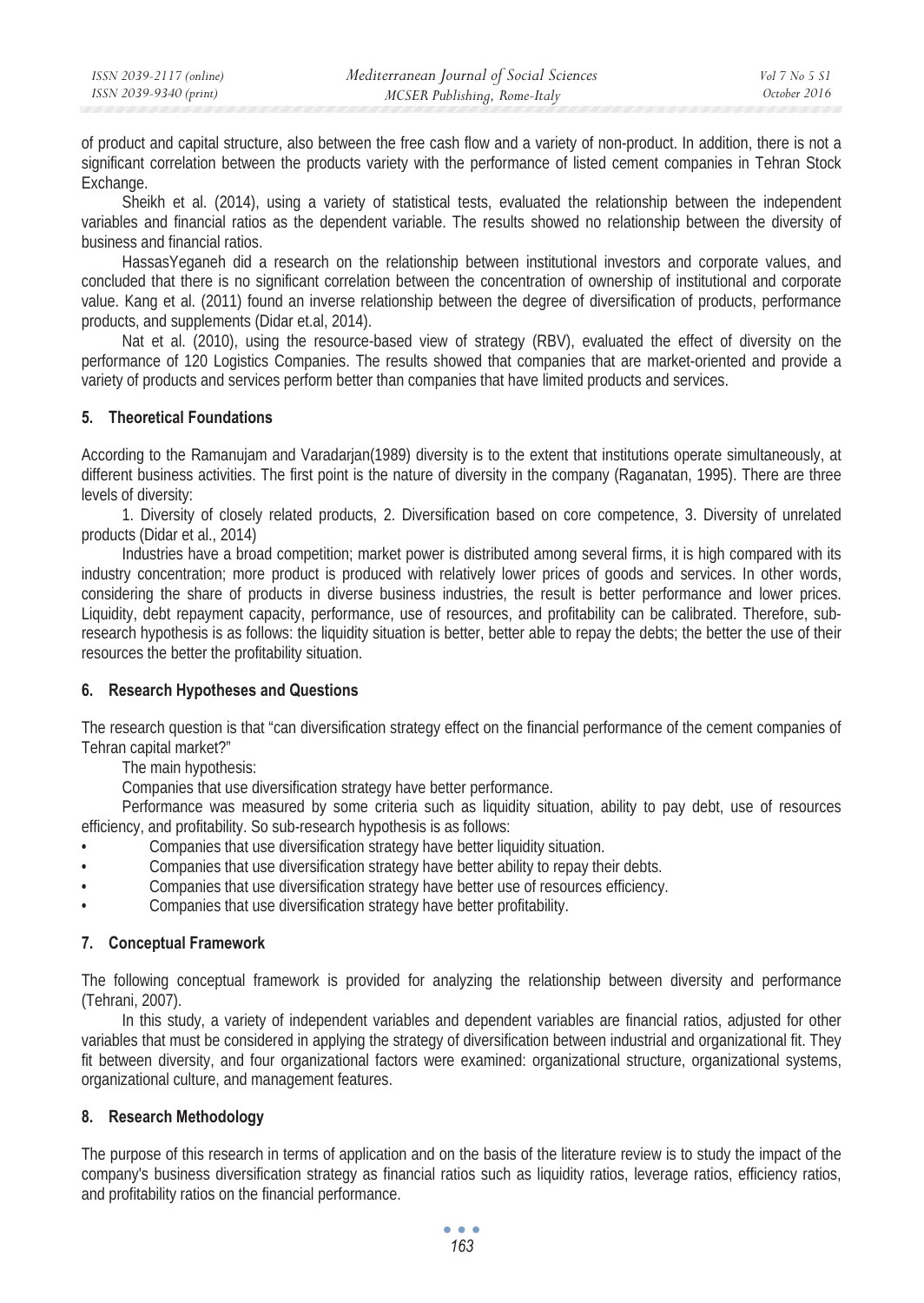of product and capital structure, also between the free cash flow and a variety of non-product. In addition, there is not a significant correlation between the products variety with the performance of listed cement companies in Tehran Stock Exchange.

Sheikh et al. (2014), using a variety of statistical tests, evaluated the relationship between the independent variables and financial ratios as the dependent variable. The results showed no relationship between the diversity of business and financial ratios.

HassasYeganeh did a research on the relationship between institutional investors and corporate values, and concluded that there is no significant correlation between the concentration of ownership of institutional and corporate value. Kang et al. (2011) found an inverse relationship between the degree of diversification of products, performance products, and supplements (Didar et.al, 2014).

Nat et al. (2010), using the resource-based view of strategy (RBV), evaluated the effect of diversity on the performance of 120 Logistics Companies. The results showed that companies that are market-oriented and provide a variety of products and services perform better than companies that have limited products and services.

## 5. Theoretical Foundations

According to the Ramanujam and Varadarjan(1989) diversity is to the extent that institutions operate simultaneously, at different business activities. The first point is the nature of diversity in the company (Raganatan, 1995). There are three levels of diversity:

1. Diversity of closely related products, 2. Diversification based on core competence, 3. Diversity of unrelated products (Didar et al., 2014)

Industries have a broad competition; market power is distributed among several firms, it is high compared with its industry concentration; more product is produced with relatively lower prices of goods and services. In other words, considering the share of products in diverse business industries, the result is better performance and lower prices. Liquidity, debt repayment capacity, performance, use of resources, and profitability can be calibrated. Therefore, sub-research hypothesis is as follows: the liquidity situation is better, better able to repay the debts; the better the use of their resources the better the profitability situation.

## 6. Research Hypotheses and Questions

The research question is that "can diversification strategy effect on the financial performance of the cement companies of Tehran capital market?"

The main hypothesis:

Companies that use diversification strategy have better performance.

Performance was measured by some criteria such as liquidity situation, ability to pay debt, use of resources efficiency, and profitability. So sub-research hypothesis is as follows:

- Companies that use diversification strategy have better liquidity situation.
- Companies that use diversification strategy have better ability to repay their debts.
- Companies that use diversification strategy have better use of resources efficiency.
- Companies that use diversification strategy have better profitability.

## 7. Conceptual Framework

The following conceptual framework is provided for analyzing the relationship between diversity and performance (Tehrani, 2007).

In this study, a variety of independent variables and dependent variables are financial ratios, adjusted for other variables that must be considered in applying the strategy of diversification between industrial and organizational fit. They fit between diversity, and four organizational factors were examined: organizational structure, organizational systems, organizational culture, and management features.

## 8. Research Methodology

The purpose of this research in terms of application and on the basis of the literature review is to study the impact of the company's business diversification strategy as financial ratios such as liquidity ratios, leverage ratios, efficiency ratios, and profitability ratios on the financial performance.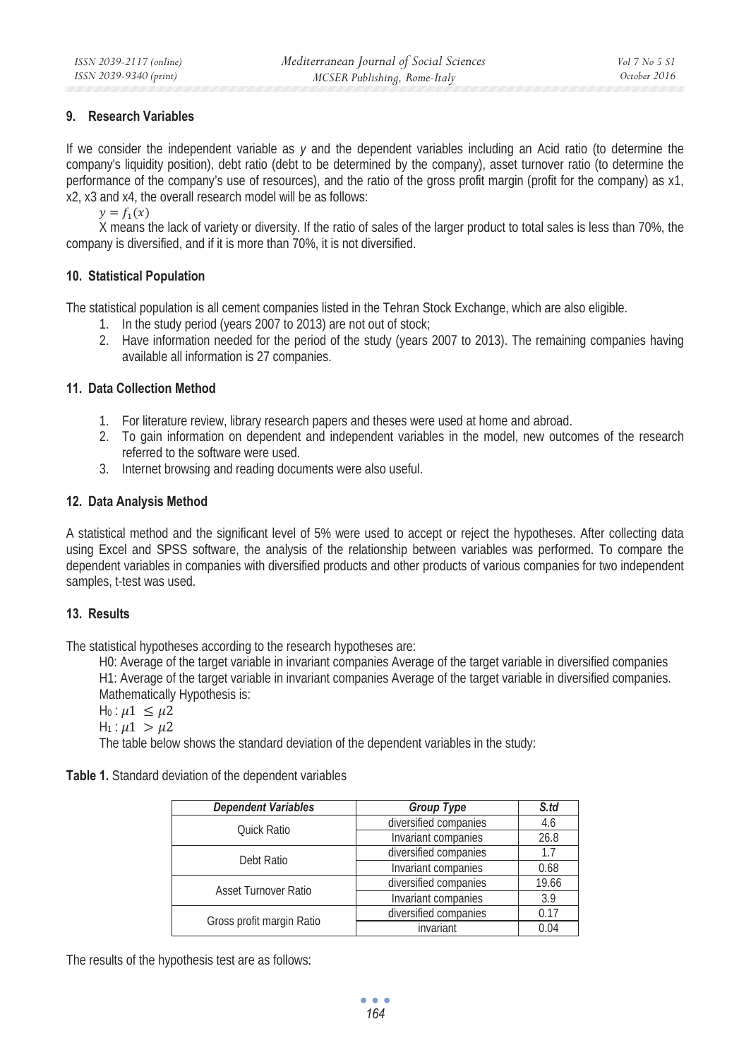## 9. Research Variables

If we consider the independent variable as *y* and the dependent variables including an Acid ratio (to determine the company's liquidity position), debt ratio (debt to be determined by the company), asset turnover ratio (to determine the performance of the company's use of resources), and the ratio of the gross profit margin (profit for the company) as x1, x2, x3 and x4, the overall research model will be as follows:

$y = f_1(x)$

X means the lack of variety or diversity. If the ratio of sales of the larger product to total sales is less than 70%, the company is diversified, and if it is more than 70%, it is not diversified.

## 10. Statistical Population

The statistical population is all cement companies listed in the Tehran Stock Exchange, which are also eligible.

1. In the study period (years 2007 to 2013) are not out of stock;
2. Have information needed for the period of the study (years 2007 to 2013). The remaining companies having available all information is 27 companies.

## 11. Data Collection Method

1. For literature review, library research papers and theses were used at home and abroad.
2. To gain information on dependent and independent variables in the model, new outcomes of the research referred to the software were used.
3. Internet browsing and reading documents were also useful.

## 12. Data Analysis Method

A statistical method and the significant level of 5% were used to accept or reject the hypotheses. After collecting data using Excel and SPSS software, the analysis of the relationship between variables was performed. To compare the dependent variables in companies with diversified products and other products of various companies for two independent samples, t-test was used.

## 13. Results

The statistical hypotheses according to the research hypotheses are:

H0: Average of the target variable in invariant companies Average of the target variable in diversified companies
H1: Average of the target variable in invariant companies Average of the target variable in diversified companies.
Mathematically Hypothesis is:

$H_0: \mu 1 \leq \mu 2$

$H_1: \mu 1 > \mu 2$

The table below shows the standard deviation of the dependent variables in the study:

**Table 1.** Standard deviation of the dependent variables

| *Dependent Variables* | *Group Type* | *S.td* |
|---|---|---|
| Quick Ratio | diversified companies | 4.6 |
| | Invariant companies | 26.8 |
| Debt Ratio | diversified companies | 1.7 |
| | Invariant companies | 0.68 |
| Asset Turnover Ratio | diversified companies | 19.66 |
| | Invariant companies | 3.9 |
| Gross profit margin Ratio | diversified companies | 0.17 |
| | invariant | 0.04 |

The results of the hypothesis test are as follows: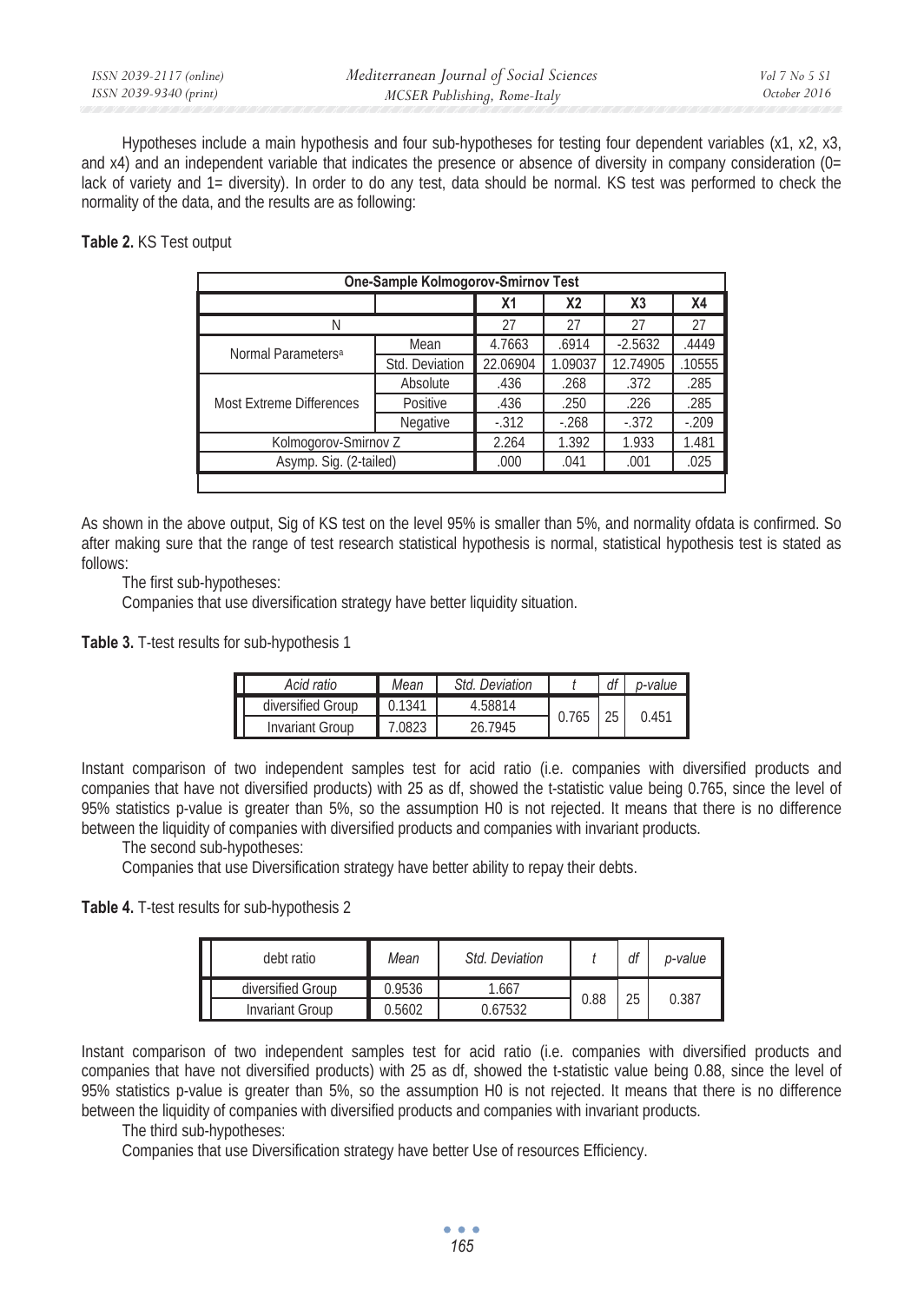Hypotheses include a main hypothesis and four sub-hypotheses for testing four dependent variables (x1, x2, x3, and x4) and an independent variable that indicates the presence or absence of diversity in company consideration (0= lack of variety and 1= diversity). In order to do any test, data should be normal. KS test was performed to check the normality of the data, and the results are as following:

**Table 2.** KS Test output

| One-Sample Kolmogorov-Smirnov Test | | | | | |
|---|---|---|---|---|---|
| | | X1 | X2 | X3 | X4 |
| N | | 27 | 27 | 27 | 27 |
| Normal Parameters[a] | Mean | 4.7663 | .6914 | -2.5632 | .4449 |
| | Std. Deviation | 22.06904 | 1.09037 | 12.74905 | .10555 |
| Most Extreme Differences | Absolute | .436 | .268 | .372 | .285 |
| | Positive | .436 | .250 | .226 | .285 |
| | Negative | -.312 | -.268 | -.372 | -.209 |
| Kolmogorov-Smirnov Z | | 2.264 | 1.392 | 1.933 | 1.481 |
| Asymp. Sig. (2-tailed) | | .000 | .041 | .001 | .025 |

As shown in the above output, Sig of KS test on the level 95% is smaller than 5%, and normality ofdata is confirmed. So after making sure that the range of test research statistical hypothesis is normal, statistical hypothesis test is stated as follows:

The first sub-hypotheses:

Companies that use diversification strategy have better liquidity situation.

**Table 3.** T-test results for sub-hypothesis 1

| *Acid ratio* | *Mean* | *Std. Deviation* | *t* | *df* | *p-value* |
|---|---|---|---|---|---|
| diversified Group | 0.1341 | 4.58814 | 0.765 | 25 | 0.451 |
| Invariant Group | 7.0823 | 26.7945 | | | |

Instant comparison of two independent samples test for acid ratio (i.e. companies with diversified products and companies that have not diversified products) with 25 as df, showed the t-statistic value being 0.765, since the level of 95% statistics p-value is greater than 5%, so the assumption H0 is not rejected. It means that there is no difference between the liquidity of companies with diversified products and companies with invariant products.

The second sub-hypotheses:

Companies that use Diversification strategy have better ability to repay their debts.

**Table 4.** T-test results for sub-hypothesis 2

| debt ratio | *Mean* | *Std. Deviation* | *t* | *df* | *p-value* |
|---|---|---|---|---|---|
| diversified Group | 0.9536 | 1.667 | 0.88 | 25 | 0.387 |
| Invariant Group | 0.5602 | 0.67532 | | | |

Instant comparison of two independent samples test for acid ratio (i.e. companies with diversified products and companies that have not diversified products) with 25 as df, showed the t-statistic value being 0.88, since the level of 95% statistics p-value is greater than 5%, so the assumption H0 is not rejected. It means that there is no difference between the liquidity of companies with diversified products and companies with invariant products.

The third sub-hypotheses:

Companies that use Diversification strategy have better Use of resources Efficiency.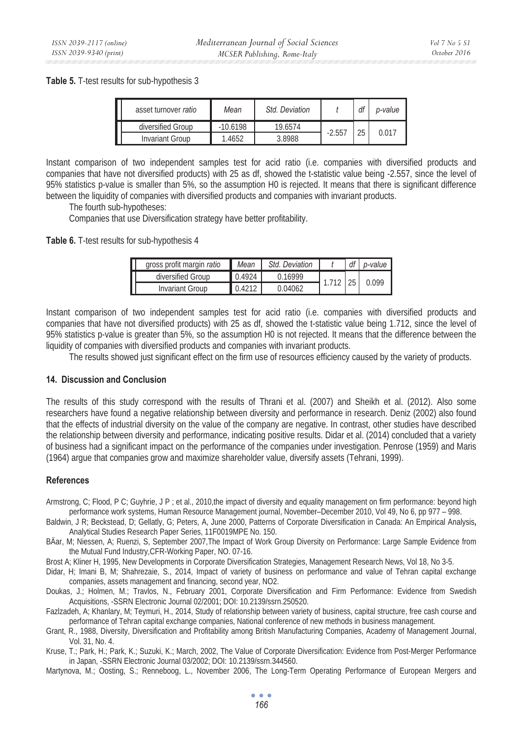**Table 5.** T-test results for sub-hypothesis 3

| asset turnover *ratio* | *Mean* | *Std. Deviation* | *t* | *df* | *p-value* |
|---|---|---|---|---|---|
| diversified Group | -10.6198 | 19.6574 | -2.557 | 25 | 0.017 |
| Invariant Group | 1.4652 | 3.8988 | | | |

Instant comparison of two independent samples test for acid ratio (i.e. companies with diversified products and companies that have not diversified products) with 25 as df, showed the t-statistic value being -2.557, since the level of 95% statistics p-value is smaller than 5%, so the assumption H0 is rejected. It means that there is significant difference between the liquidity of companies with diversified products and companies with invariant products.

The fourth sub-hypotheses:

Companies that use Diversification strategy have better profitability.

**Table 6.** T-test results for sub-hypothesis 4

| gross profit margin *ratio* | *Mean* | *Std. Deviation* | *t* | *df* | *p-value* |
|---|---|---|---|---|---|
| diversified Group | 0.4924 | 0.16999 | 1.712 | 25 | 0.099 |
| Invariant Group | 0.4212 | 0.04062 | | | |

Instant comparison of two independent samples test for acid ratio (i.e. companies with diversified products and companies that have not diversified products) with 25 as df, showed the t-statistic value being 1.712, since the level of 95% statistics p-value is greater than 5%, so the assumption H0 is not rejected. It means that the difference between the liquidity of companies with diversified products and companies with invariant products.

The results showed just significant effect on the firm use of resources efficiency caused by the variety of products.

### 14. Discussion and Conclusion

The results of this study correspond with the results of Thrani et al. (2007) and Sheikh et al. (2012). Also some researchers have found a negative relationship between diversity and performance in research. Deniz (2002) also found that the effects of industrial diversity on the value of the company are negative. In contrast, other studies have described the relationship between diversity and performance, indicating positive results. Didar et al. (2014) concluded that a variety of business had a significant impact on the performance of the companies under investigation. Penrose (1959) and Maris (1964) argue that companies grow and maximize shareholder value, diversify assets (Tehrani, 1999).

### References

Armstrong, C; Flood, P C; Guyhrie, J P ; et al., 2010,the impact of diversity and equality management on firm performance: beyond high performance work systems, Human Resource Management journal, November–December 2010, Vol 49, No 6, pp 977 – 998.

Baldwin, J R; Beckstead, D; Gellatly, G; Peters, A, June 2000, Patterns of Corporate Diversification in Canada: An Empirical Analysis**,** Analytical Studies Research Paper Series, 11F0019MPE No. 150.

BÄar, M; Niessen, A; Ruenzi, S, September 2007,The Impact of Work Group Diversity on Performance: Large Sample Evidence from the Mutual Fund Industry,CFR-Working Paper, NO. 07-16.

Brost A; Kliner H, 1995, New Developments in Corporate Diversification Strategies, Management Research News, Vol 18, No 3-5.

Didar, H; Imani B, M; Shahrezaie, S., 2014, Impact of variety of business on performance and value of Tehran capital exchange companies, assets management and financing, second year, NO2.

Doukas, J.; Holmen, M.; Travlos, N., February 2001, Corporate Diversification and Firm Performance: Evidence from Swedish Acquisitions, -SSRN Electronic Journal 02/2001; DOI: 10.2139/ssrn.250520.

Fazlzadeh, A; Khanlary, M; Teymuri, H., 2014, Study of relationship between variety of business, capital structure, free cash course and performance of Tehran capital exchange companies, National conference of new methods in business management.

Grant, R., 1988, Diversity, Diversification and Profitability among British Manufacturing Companies, Academy of Management Journal, Vol. 31, No. 4.

Kruse, T.; Park, H.; Park, K.; Suzuki, K.; March, 2002, The Value of Corporate Diversification: Evidence from Post-Merger Performance in Japan, -SSRN Electronic Journal 03/2002; DOI: 10.2139/ssrn.344560.

Martynova, M.; Oosting, S.; Renneboog, L., November 2006, The Long-Term Operating Performance of European Mergers and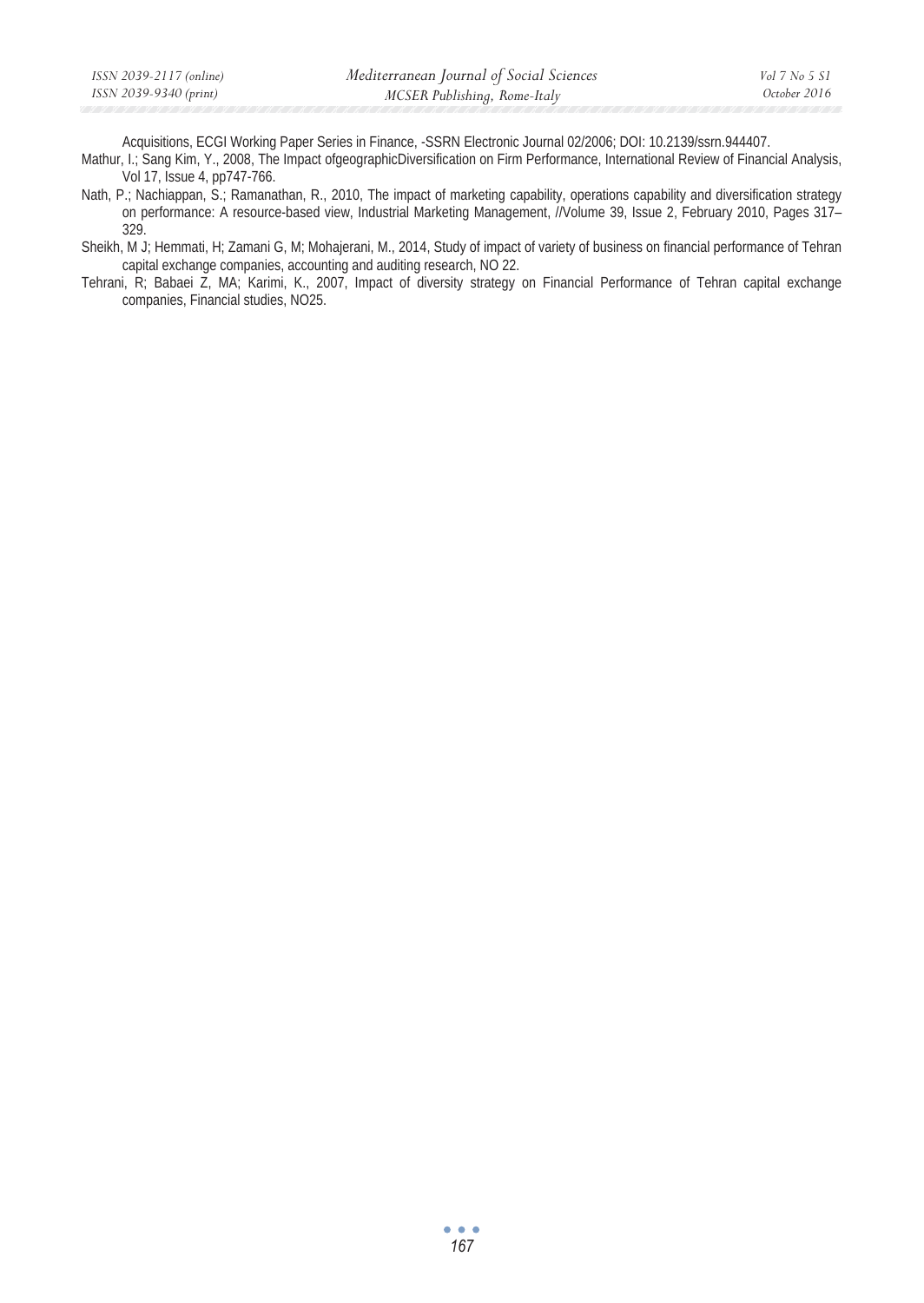Acquisitions, ECGI Working Paper Series in Finance, -SSRN Electronic Journal 02/2006; DOI: 10.2139/ssrn.944407.

Mathur, I.; Sang Kim, Y., 2008, The Impact ofgeographicDiversification on Firm Performance, International Review of Financial Analysis, Vol 17, Issue 4, pp747-766.

Nath, P.; Nachiappan, S.; Ramanathan, R., 2010, The impact of marketing capability, operations capability and diversification strategy on performance: A resource-based view, Industrial Marketing Management, //Volume 39, Issue 2, February 2010, Pages 317–329.

Sheikh, M J; Hemmati, H; Zamani G, M; Mohajerani, M., 2014, Study of impact of variety of business on financial performance of Tehran capital exchange companies, accounting and auditing research, NO 22.

Tehrani, R; Babaei Z, MA; Karimi, K., 2007, Impact of diversity strategy on Financial Performance of Tehran capital exchange companies, Financial studies, NO25.